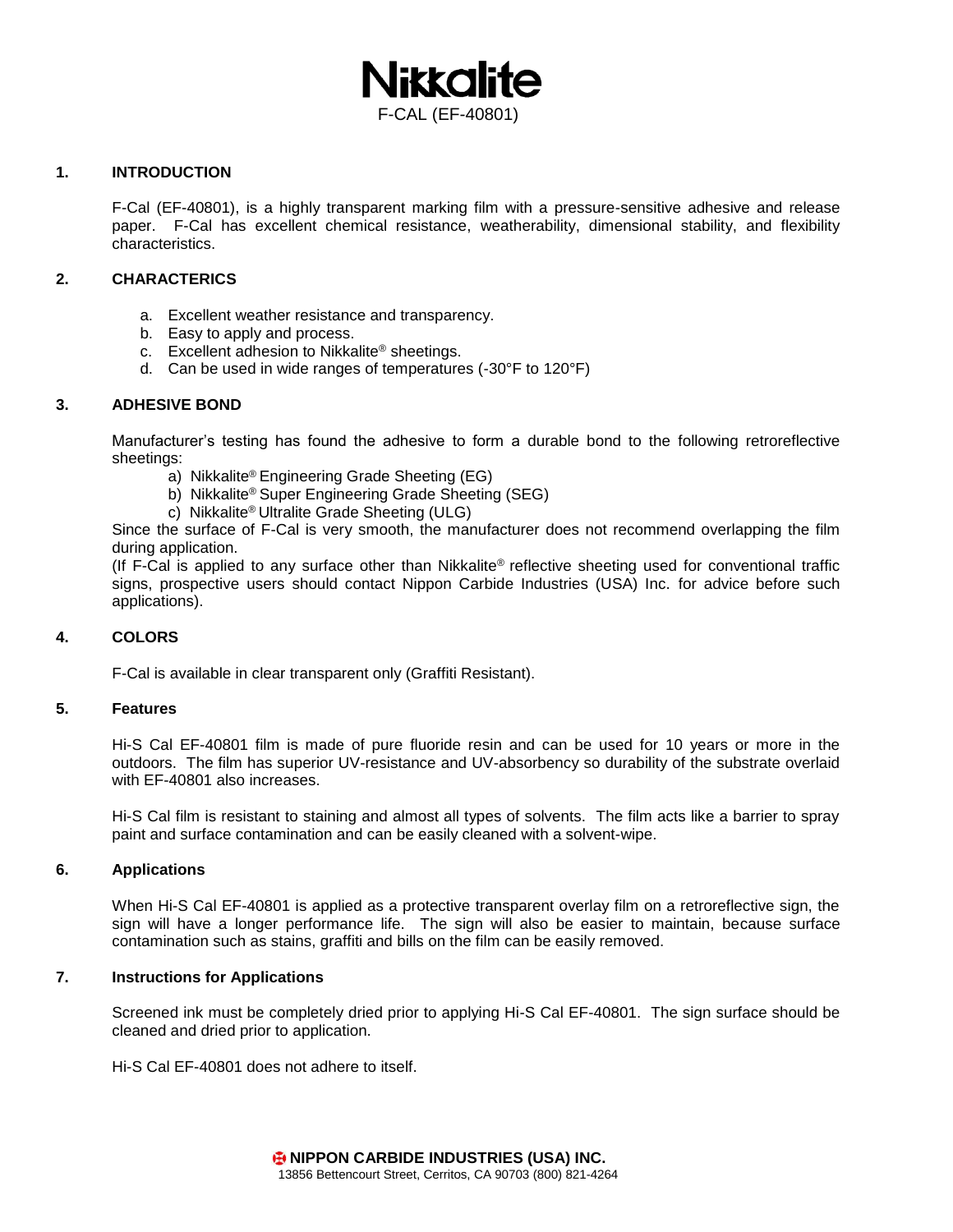# Nikkalite

F-CAL (EF-40801)

## 1. INTRODUCTION

F-Cal (EF-40801), is a highly transparent marking film with a pressure-sensitive adhesive and release paper. F-Cal has excellent chemical resistance, weatherability, dimensional stability, and flexibility characteristics.

## 2. CHARACTERICS

a. Excellent weather resistance and transparency.
b. Easy to apply and process.
c. Excellent adhesion to Nikkalite® sheetings.
d. Can be used in wide ranges of temperatures (-30°F to 120°F)

## 3. ADHESIVE BOND

Manufacturer's testing has found the adhesive to form a durable bond to the following retroreflective sheetings:

a) Nikkalite® Engineering Grade Sheeting (EG)
b) Nikkalite® Super Engineering Grade Sheeting (SEG)
c) Nikkalite® Ultralite Grade Sheeting (ULG)

Since the surface of F-Cal is very smooth, the manufacturer does not recommend overlapping the film during application.

(If F-Cal is applied to any surface other than Nikkalite® reflective sheeting used for conventional traffic signs, prospective users should contact Nippon Carbide Industries (USA) Inc. for advice before such applications).

## 4. COLORS

F-Cal is available in clear transparent only (Graffiti Resistant).

## 5. Features

Hi-S Cal EF-40801 film is made of pure fluoride resin and can be used for 10 years or more in the outdoors. The film has superior UV-resistance and UV-absorbency so durability of the substrate overlaid with EF-40801 also increases.

Hi-S Cal film is resistant to staining and almost all types of solvents. The film acts like a barrier to spray paint and surface contamination and can be easily cleaned with a solvent-wipe.

## 6. Applications

When Hi-S Cal EF-40801 is applied as a protective transparent overlay film on a retroreflective sign, the sign will have a longer performance life. The sign will also be easier to maintain, because surface contamination such as stains, graffiti and bills on the film can be easily removed.

## 7. Instructions for Applications

Screened ink must be completely dried prior to applying Hi-S Cal EF-40801. The sign surface should be cleaned and dried prior to application.

Hi-S Cal EF-40801 does not adhere to itself.

**NIPPON CARBIDE INDUSTRIES (USA) INC.**
13856 Bettencourt Street, Cerritos, CA 90703 (800) 821-4264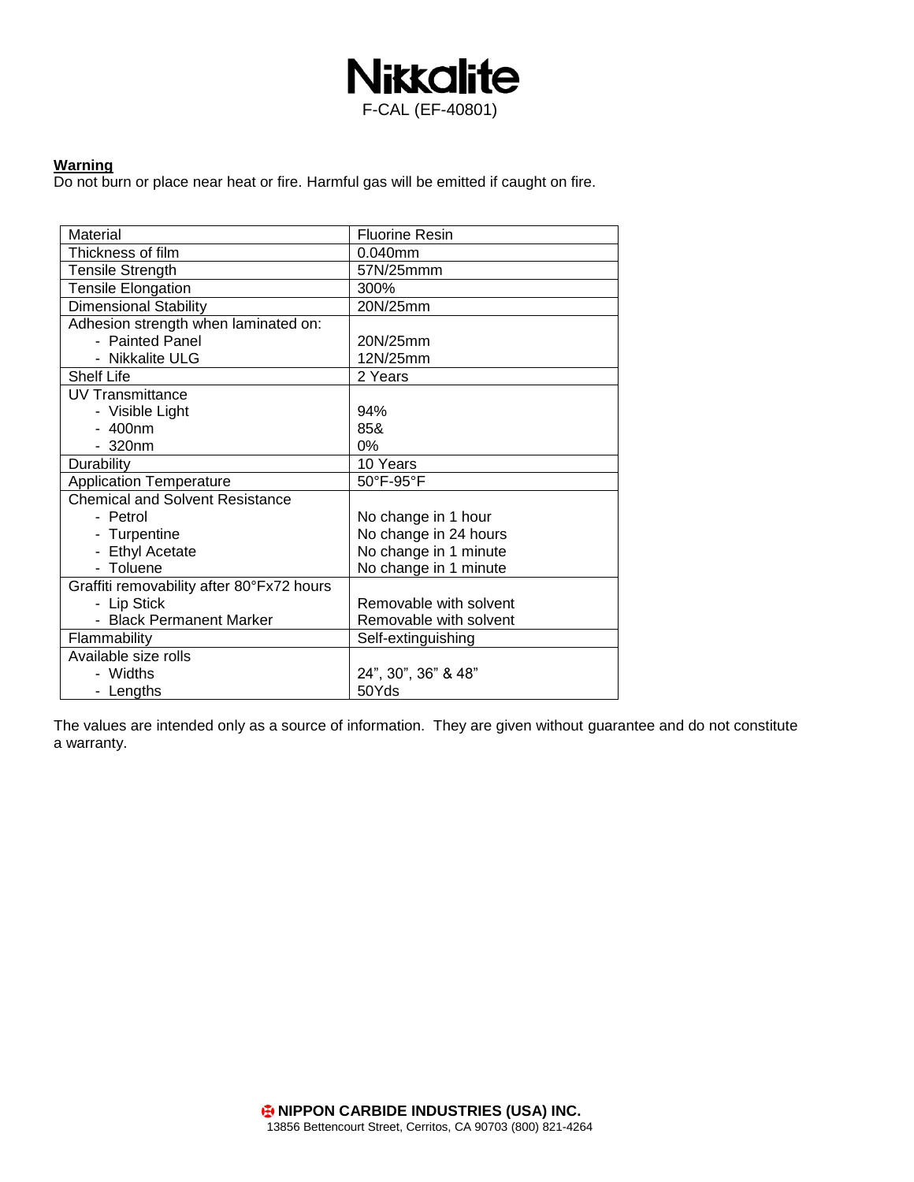# Nikkalite

F-CAL (EF-40801)

**Warning**

Do not burn or place near heat or fire. Harmful gas will be emitted if caught on fire.

| | |
|---|---|
| Material | Fluorine Resin |
| Thickness of film | 0.040mm |
| Tensile Strength | 57N/25mmm |
| Tensile Elongation | 300% |
| Dimensional Stability | 20N/25mm |
| Adhesion strength when laminated on:<br>- Painted Panel<br>- Nikkalite ULG | <br>20N/25mm<br>12N/25mm |
| Shelf Life | 2 Years |
| UV Transmittance<br>- Visible Light<br>- 400nm<br>- 320nm | <br>94%<br>85&<br>0% |
| Durability | 10 Years |
| Application Temperature | 50°F-95°F |
| Chemical and Solvent Resistance<br>- Petrol<br>- Turpentine<br>- Ethyl Acetate<br>- Toluene | <br>No change in 1 hour<br>No change in 24 hours<br>No change in 1 minute<br>No change in 1 minute |
| Graffiti removability after 80°Fx72 hours<br>- Lip Stick<br>- Black Permanent Marker | <br>Removable with solvent<br>Removable with solvent |
| Flammability | Self-extinguishing |
| Available size rolls<br>- Widths<br>- Lengths | <br>24", 30", 36" & 48"<br>50Yds |

The values are intended only as a source of information. They are given without guarantee and do not constitute a warranty.

**NIPPON CARBIDE INDUSTRIES (USA) INC.**
13856 Bettencourt Street, Cerritos, CA 90703 (800) 821-4264